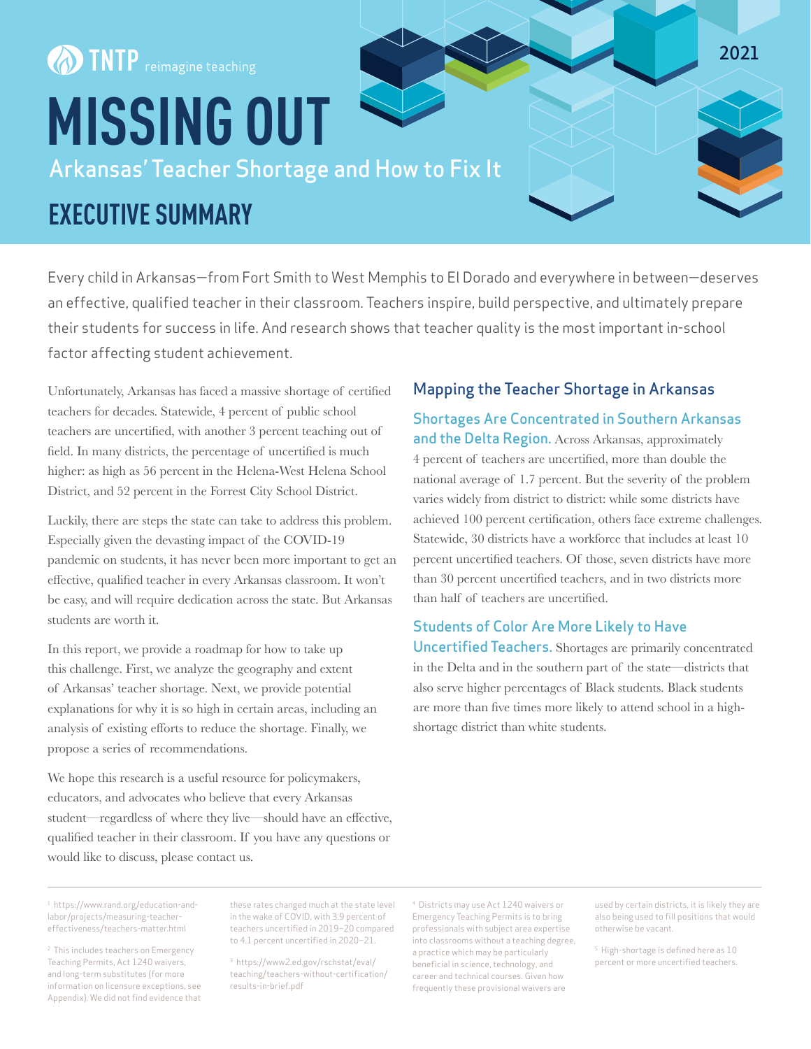TNTP reimagine teaching

2021

# MISSING OUT

## Arkansas' Teacher Shortage and How to Fix It

## EXECUTIVE SUMMARY

Every child in Arkansas—from Fort Smith to West Memphis to El Dorado and everywhere in between—deserves an effective, qualified teacher in their classroom. Teachers inspire, build perspective, and ultimately prepare their students for success in life. And research shows that teacher quality is the most important in-school factor affecting student achievement.

Unfortunately, Arkansas has faced a massive shortage of certified teachers for decades. Statewide, 4 percent of public school teachers are uncertified, with another 3 percent teaching out of field. In many districts, the percentage of uncertified is much higher: as high as 56 percent in the Helena-West Helena School District, and 52 percent in the Forrest City School District.

Luckily, there are steps the state can take to address this problem. Especially given the devasting impact of the COVID-19 pandemic on students, it has never been more important to get an effective, qualified teacher in every Arkansas classroom. It won't be easy, and will require dedication across the state. But Arkansas students are worth it.

In this report, we provide a roadmap for how to take up this challenge. First, we analyze the geography and extent of Arkansas' teacher shortage. Next, we provide potential explanations for why it is so high in certain areas, including an analysis of existing efforts to reduce the shortage. Finally, we propose a series of recommendations.

We hope this research is a useful resource for policymakers, educators, and advocates who believe that every Arkansas student—regardless of where they live—should have an effective, qualified teacher in their classroom. If you have any questions or would like to discuss, please contact us.

### Mapping the Teacher Shortage in Arkansas

**Shortages Are Concentrated in Southern Arkansas and the Delta Region.** Across Arkansas, approximately 4 percent of teachers are uncertified, more than double the national average of 1.7 percent. But the severity of the problem varies widely from district to district: while some districts have achieved 100 percent certification, others face extreme challenges. Statewide, 30 districts have a workforce that includes at least 10 percent uncertified teachers. Of those, seven districts have more than 30 percent uncertified teachers, and in two districts more than half of teachers are uncertified.

**Students of Color Are More Likely to Have Uncertified Teachers.** Shortages are primarily concentrated in the Delta and in the southern part of the state—districts that also serve higher percentages of Black students. Black students are more than five times more likely to attend school in a high-shortage district than white students.

---

[1] https://www.rand.org/education-and-labor/projects/measuring-teacher-effectiveness/teachers-matter.html

[2] This includes teachers on Emergency Teaching Permits, Act 1240 waivers, and long-term substitutes (for more information on licensure exceptions, see Appendix). We did not find evidence that these rates changed much at the state level in the wake of COVID, with 3.9 percent of teachers uncertified in 2019–20 compared to 4.1 percent uncertified in 2020–21.

[3] https://www2.ed.gov/rschstat/eval/teaching/teachers-without-certification/results-in-brief.pdf

[4] Districts may use Act 1240 waivers or Emergency Teaching Permits is to bring professionals with subject area expertise into classrooms without a teaching degree, a practice which may be particularly beneficial in science, technology, and career and technical courses. Given how frequently these provisional waivers are used by certain districts, it is likely they are also being used to fill positions that would otherwise be vacant.

[5] High-shortage is defined here as 10 percent or more uncertified teachers.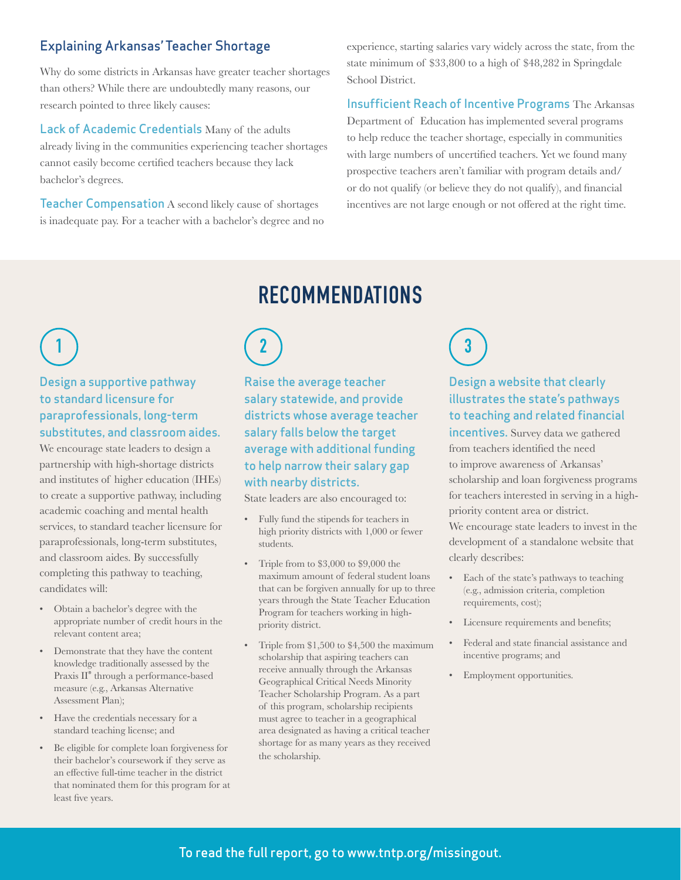## Explaining Arkansas' Teacher Shortage

Why do some districts in Arkansas have greater teacher shortages than others? While there are undoubtedly many reasons, our research pointed to three likely causes:

**Lack of Academic Credentials** Many of the adults already living in the communities experiencing teacher shortages cannot easily become certified teachers because they lack bachelor's degrees.

**Teacher Compensation** A second likely cause of shortages is inadequate pay. For a teacher with a bachelor's degree and no experience, starting salaries vary widely across the state, from the state minimum of $33,800 to a high of $48,282 in Springdale School District.

**Insufficient Reach of Incentive Programs** The Arkansas Department of Education has implemented several programs to help reduce the teacher shortage, especially in communities with large numbers of uncertified teachers. Yet we found many prospective teachers aren't familiar with program details and/or do not qualify (or believe they do not qualify), and financial incentives are not large enough or not offered at the right time.

# RECOMMENDATIONS

### 1

**Design a supportive pathway to standard licensure for paraprofessionals, long-term substitutes, and classroom aides.** We encourage state leaders to design a partnership with high-shortage districts and institutes of higher education (IHEs) to create a supportive pathway, including academic coaching and mental health services, to standard teacher licensure for paraprofessionals, long-term substitutes, and classroom aides. By successfully completing this pathway to teaching, candidates will:

- Obtain a bachelor's degree with the appropriate number of credit hours in the relevant content area;
- Demonstrate that they have the content knowledge traditionally assessed by the Praxis II® through a performance-based measure (e.g., Arkansas Alternative Assessment Plan);
- Have the credentials necessary for a standard teaching license; and
- Be eligible for complete loan forgiveness for their bachelor's coursework if they serve as an effective full-time teacher in the district that nominated them for this program for at least five years.

### 2

**Raise the average teacher salary statewide, and provide districts whose average teacher salary falls below the target average with additional funding to help narrow their salary gap with nearby districts.**

State leaders are also encouraged to:

- Fully fund the stipends for teachers in high priority districts with 1,000 or fewer students.
- Triple from to $3,000 to $9,000 the maximum amount of federal student loans that can be forgiven annually for up to three years through the State Teacher Education Program for teachers working in high-priority district.
- Triple from $1,500 to $4,500 the maximum scholarship that aspiring teachers can receive annually through the Arkansas Geographical Critical Needs Minority Teacher Scholarship Program. As a part of this program, scholarship recipients must agree to teacher in a geographical area designated as having a critical teacher shortage for as many years as they received the scholarship.

### 3

**Design a website that clearly illustrates the state's pathways to teaching and related financial incentives.** Survey data we gathered from teachers identified the need to improve awareness of Arkansas' scholarship and loan forgiveness programs for teachers interested in serving in a high-priority content area or district.

We encourage state leaders to invest in the development of a standalone website that clearly describes:

- Each of the state's pathways to teaching (e.g., admission criteria, completion requirements, cost);
- Licensure requirements and benefits;
- Federal and state financial assistance and incentive programs; and
- Employment opportunities.

To read the full report, go to www.tntp.org/missingout.